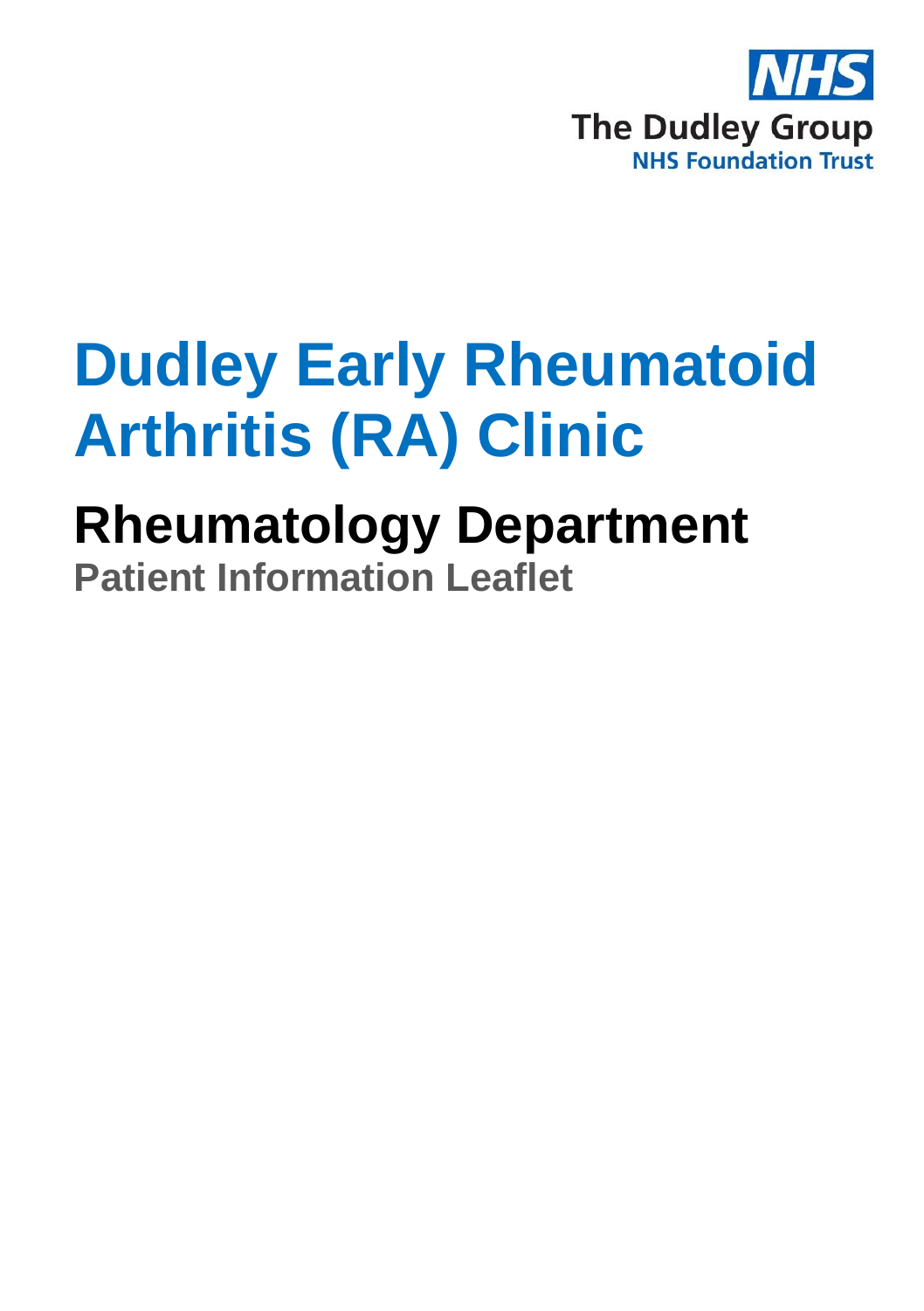The Dudley Group
NHS Foundation Trust

# Dudley Early Rheumatoid Arthritis (RA) Clinic

## Rheumatology Department

### Patient Information Leaflet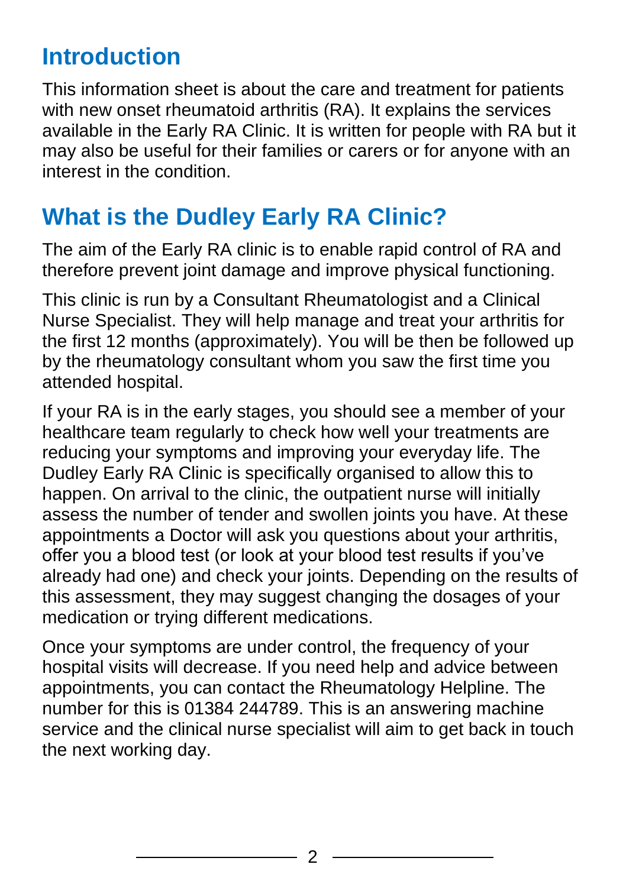## Introduction

This information sheet is about the care and treatment for patients with new onset rheumatoid arthritis (RA). It explains the services available in the Early RA Clinic. It is written for people with RA but it may also be useful for their families or carers or for anyone with an interest in the condition.

## What is the Dudley Early RA Clinic?

The aim of the Early RA clinic is to enable rapid control of RA and therefore prevent joint damage and improve physical functioning.

This clinic is run by a Consultant Rheumatologist and a Clinical Nurse Specialist. They will help manage and treat your arthritis for the first 12 months (approximately). You will be then be followed up by the rheumatology consultant whom you saw the first time you attended hospital.

If your RA is in the early stages, you should see a member of your healthcare team regularly to check how well your treatments are reducing your symptoms and improving your everyday life. The Dudley Early RA Clinic is specifically organised to allow this to happen. On arrival to the clinic, the outpatient nurse will initially assess the number of tender and swollen joints you have. At these appointments a Doctor will ask you questions about your arthritis, offer you a blood test (or look at your blood test results if you've already had one) and check your joints. Depending on the results of this assessment, they may suggest changing the dosages of your medication or trying different medications.

Once your symptoms are under control, the frequency of your hospital visits will decrease. If you need help and advice between appointments, you can contact the Rheumatology Helpline. The number for this is 01384 244789. This is an answering machine service and the clinical nurse specialist will aim to get back in touch the next working day.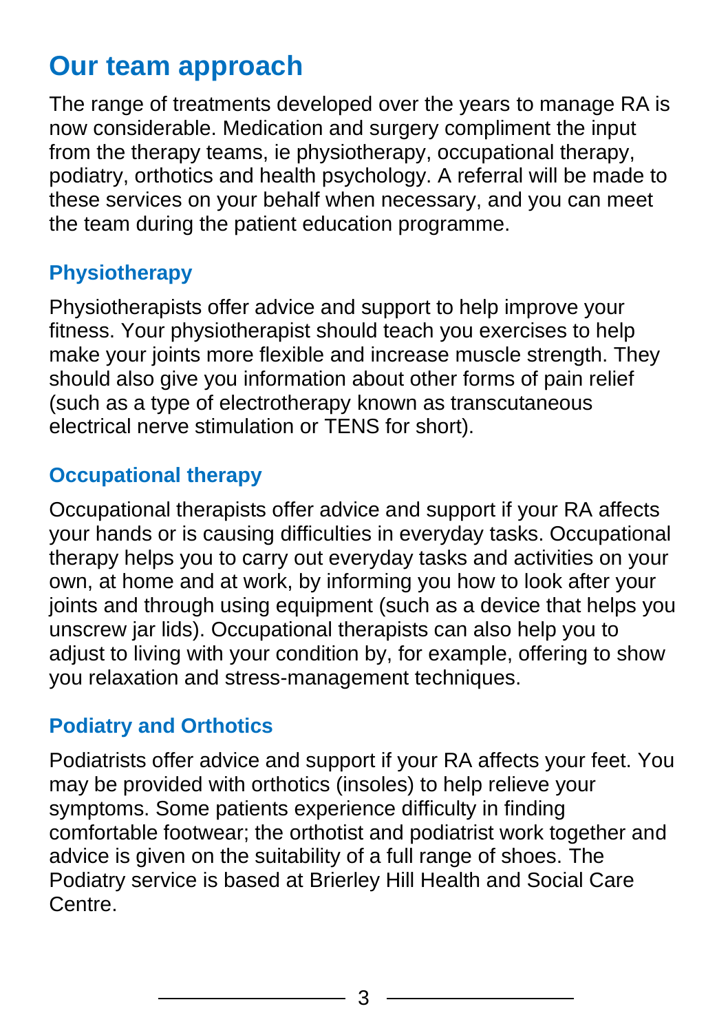## Our team approach

The range of treatments developed over the years to manage RA is now considerable. Medication and surgery compliment the input from the therapy teams, ie physiotherapy, occupational therapy, podiatry, orthotics and health psychology. A referral will be made to these services on your behalf when necessary, and you can meet the team during the patient education programme.

### Physiotherapy

Physiotherapists offer advice and support to help improve your fitness. Your physiotherapist should teach you exercises to help make your joints more flexible and increase muscle strength. They should also give you information about other forms of pain relief (such as a type of electrotherapy known as transcutaneous electrical nerve stimulation or TENS for short).

### Occupational therapy

Occupational therapists offer advice and support if your RA affects your hands or is causing difficulties in everyday tasks. Occupational therapy helps you to carry out everyday tasks and activities on your own, at home and at work, by informing you how to look after your joints and through using equipment (such as a device that helps you unscrew jar lids). Occupational therapists can also help you to adjust to living with your condition by, for example, offering to show you relaxation and stress-management techniques.

### Podiatry and Orthotics

Podiatrists offer advice and support if your RA affects your feet. You may be provided with orthotics (insoles) to help relieve your symptoms. Some patients experience difficulty in finding comfortable footwear; the orthotist and podiatrist work together and advice is given on the suitability of a full range of shoes. The Podiatry service is based at Brierley Hill Health and Social Care Centre.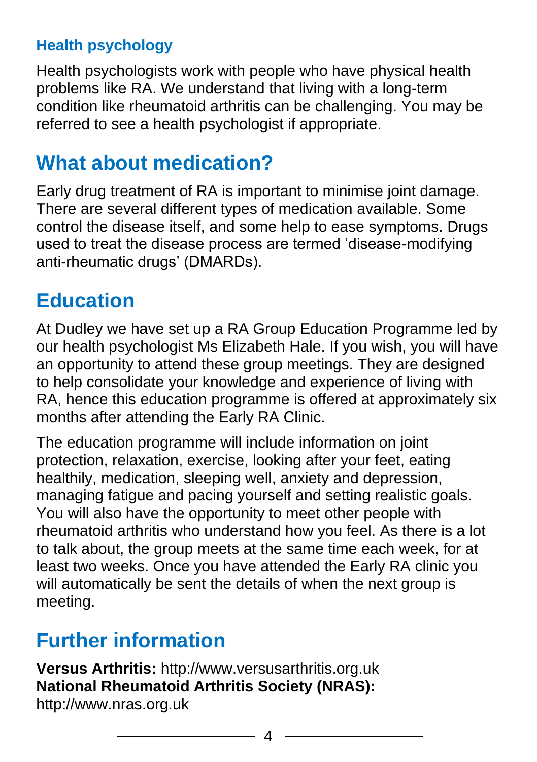### Health psychology

Health psychologists work with people who have physical health problems like RA. We understand that living with a long-term condition like rheumatoid arthritis can be challenging. You may be referred to see a health psychologist if appropriate.

## What about medication?

Early drug treatment of RA is important to minimise joint damage. There are several different types of medication available. Some control the disease itself, and some help to ease symptoms. Drugs used to treat the disease process are termed 'disease-modifying anti-rheumatic drugs' (DMARDs).

## Education

At Dudley we have set up a RA Group Education Programme led by our health psychologist Ms Elizabeth Hale. If you wish, you will have an opportunity to attend these group meetings. They are designed to help consolidate your knowledge and experience of living with RA, hence this education programme is offered at approximately six months after attending the Early RA Clinic.

The education programme will include information on joint protection, relaxation, exercise, looking after your feet, eating healthily, medication, sleeping well, anxiety and depression, managing fatigue and pacing yourself and setting realistic goals. You will also have the opportunity to meet other people with rheumatoid arthritis who understand how you feel. As there is a lot to talk about, the group meets at the same time each week, for at least two weeks. Once you have attended the Early RA clinic you will automatically be sent the details of when the next group is meeting.

## Further information

**Versus Arthritis:** http://www.versusarthritis.org.uk
**National Rheumatoid Arthritis Society (NRAS):** http://www.nras.org.uk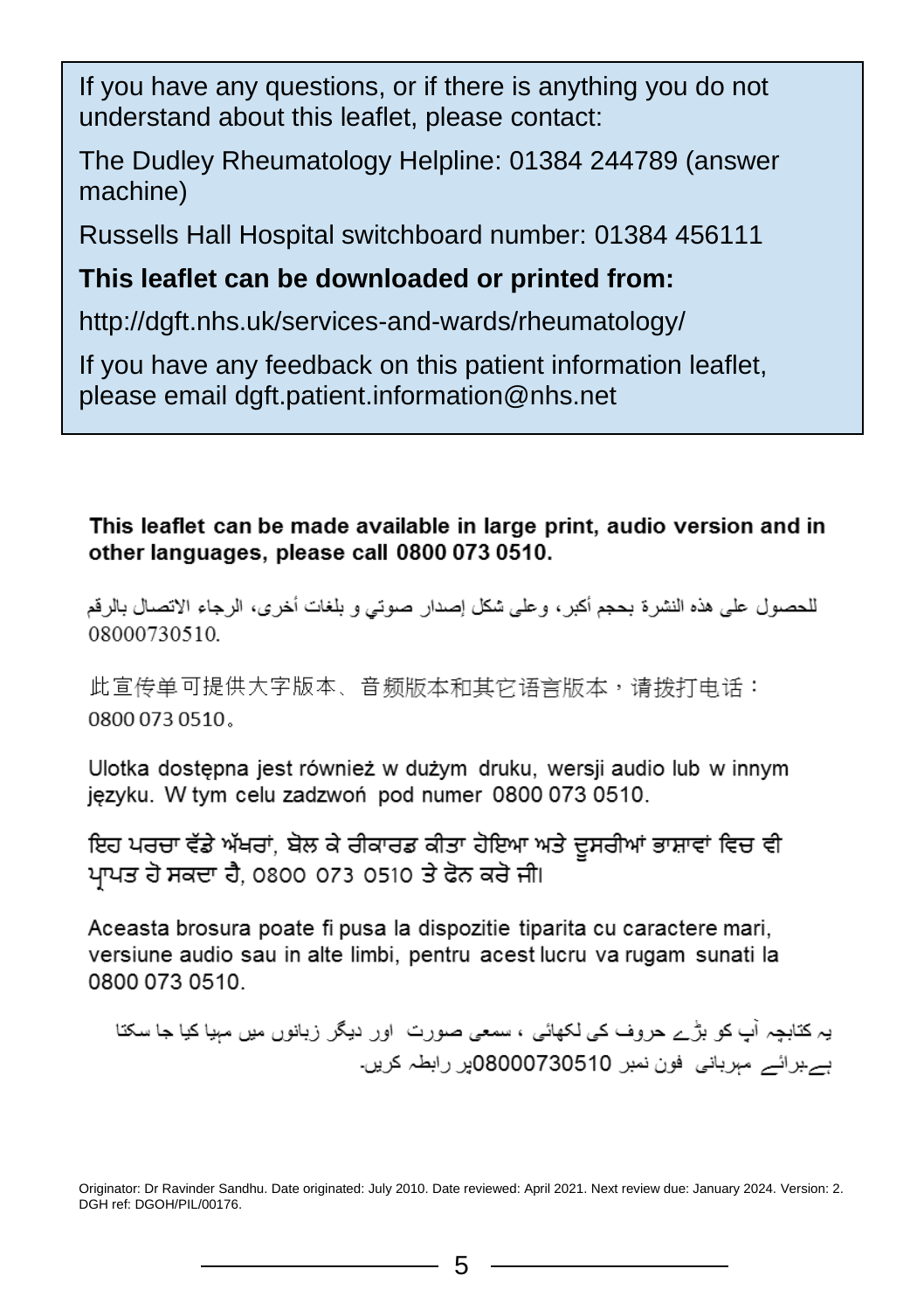If you have any questions, or if there is anything you do not understand about this leaflet, please contact:

The Dudley Rheumatology Helpline: 01384 244789 (answer machine)

Russells Hall Hospital switchboard number: 01384 456111

**This leaflet can be downloaded or printed from:**

http://dgft.nhs.uk/services-and-wards/rheumatology/

If you have any feedback on this patient information leaflet, please email dgft.patient.information@nhs.net

**This leaflet can be made available in large print, audio version and in other languages, please call 0800 073 0510.**

للحصول على هذه النشرة بحجم أكبر، وعلى شكل إصدار صوتي و بلغات أخرى، الرجاء الاتصال بالرقم 08000730510.

此宣传单可提供大字版本、音频版本和其它语言版本，请拨打电话：0800 073 0510。

Ulotka dostępna jest również w dużym druku, wersji audio lub w innym języku. W tym celu zadzwoń pod numer 0800 073 0510.

ਇਹ ਪਰਚਾ ਵੱਡੇ ਅੱਖਰਾਂ, ਬੋਲ ਕੇ ਰੀਕਾਰਡ ਕੀਤਾ ਹੋਇਆ ਅਤੇ ਦੂਸਰੀਆਂ ਭਾਸ਼ਾਵਾਂ ਵਿਚ ਵੀ ਪ੍ਰਾਪਤ ਹੋ ਸਕਦਾ ਹੈ, 0800 073 0510 ਤੇ ਫੋਨ ਕਰੋ ਜੀ।

Aceasta brosura poate fi pusa la dispozitie tiparita cu caractere mari, versiune audio sau in alte limbi, pentru acest lucru va rugam sunati la 0800 073 0510.

یہ کتابچہ آپ کو بڑے حروف کی لکھائی ، سمعی صورت اور دیگر زبانوں میں مہیا کیا جا سکتا ہے۔برائے مہربانی فون نمبر 08000730510پر رابطہ کریں۔

Originator: Dr Ravinder Sandhu. Date originated: July 2010. Date reviewed: April 2021. Next review due: January 2024. Version: 2. DGH ref: DGOH/PIL/00176.